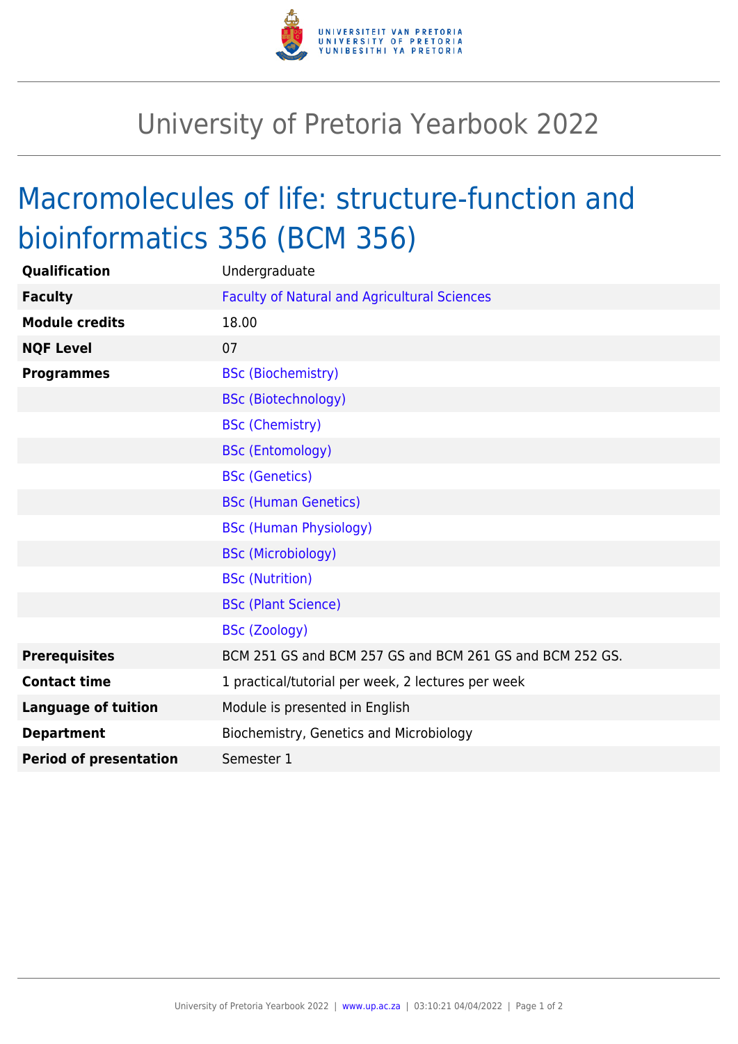# University of Pretoria Yearbook 2022

## Macromolecules of life: structure-function and bioinformatics 356 (BCM 356)

| | |
|---|---|
| **Qualification** | Undergraduate |
| **Faculty** | Faculty of Natural and Agricultural Sciences |
| **Module credits** | 18.00 |
| **NQF Level** | 07 |
| **Programmes** | BSc (Biochemistry) |
| | BSc (Biotechnology) |
| | BSc (Chemistry) |
| | BSc (Entomology) |
| | BSc (Genetics) |
| | BSc (Human Genetics) |
| | BSc (Human Physiology) |
| | BSc (Microbiology) |
| | BSc (Nutrition) |
| | BSc (Plant Science) |
| | BSc (Zoology) |
| **Prerequisites** | BCM 251 GS and BCM 257 GS and BCM 261 GS and BCM 252 GS. |
| **Contact time** | 1 practical/tutorial per week, 2 lectures per week |
| **Language of tuition** | Module is presented in English |
| **Department** | Biochemistry, Genetics and Microbiology |
| **Period of presentation** | Semester 1 |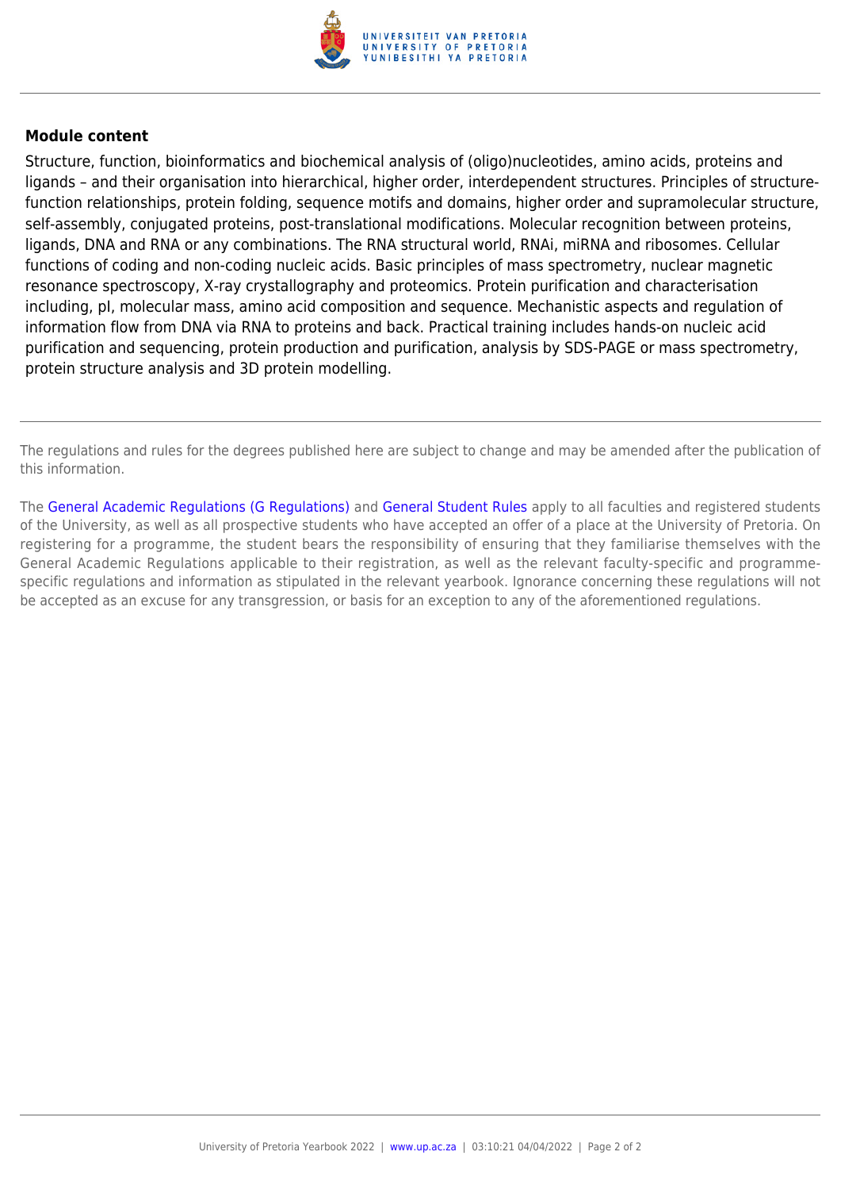### Module content

Structure, function, bioinformatics and biochemical analysis of (oligo)nucleotides, amino acids, proteins and ligands – and their organisation into hierarchical, higher order, interdependent structures. Principles of structure-function relationships, protein folding, sequence motifs and domains, higher order and supramolecular structure, self-assembly, conjugated proteins, post-translational modifications. Molecular recognition between proteins, ligands, DNA and RNA or any combinations. The RNA structural world, RNAi, miRNA and ribosomes. Cellular functions of coding and non-coding nucleic acids. Basic principles of mass spectrometry, nuclear magnetic resonance spectroscopy, X-ray crystallography and proteomics. Protein purification and characterisation including, pI, molecular mass, amino acid composition and sequence. Mechanistic aspects and regulation of information flow from DNA via RNA to proteins and back. Practical training includes hands-on nucleic acid purification and sequencing, protein production and purification, analysis by SDS-PAGE or mass spectrometry, protein structure analysis and 3D protein modelling.

---

The regulations and rules for the degrees published here are subject to change and may be amended after the publication of this information.

The General Academic Regulations (G Regulations) and General Student Rules apply to all faculties and registered students of the University, as well as all prospective students who have accepted an offer of a place at the University of Pretoria. On registering for a programme, the student bears the responsibility of ensuring that they familiarise themselves with the General Academic Regulations applicable to their registration, as well as the relevant faculty-specific and programme-specific regulations and information as stipulated in the relevant yearbook. Ignorance concerning these regulations will not be accepted as an excuse for any transgression, or basis for an exception to any of the aforementioned regulations.